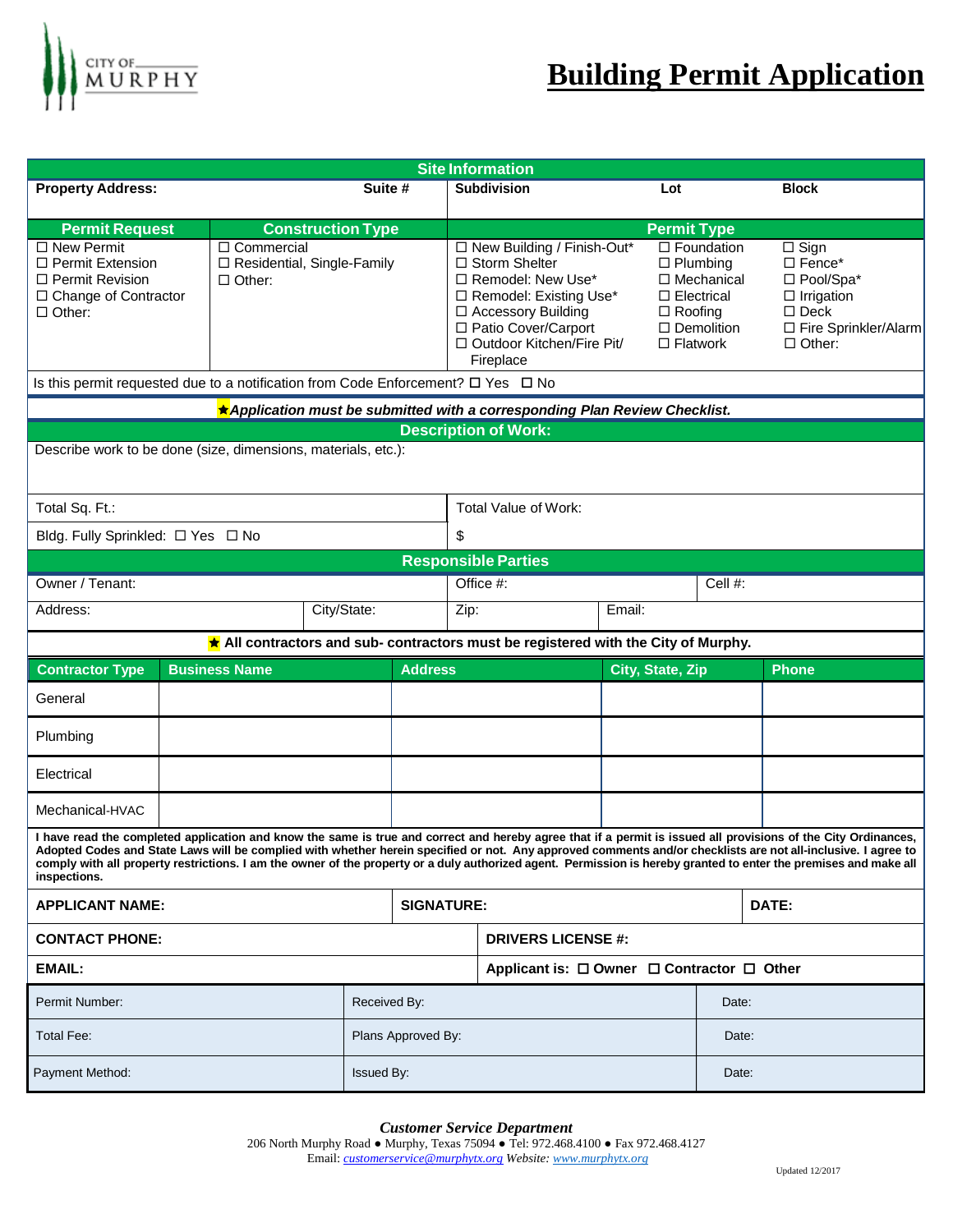CITY OF MURPHY

# Building Permit Application

## Site Information

| Property Address: | Suite # | Subdivision | Lot | Block |
|---|---|---|---|---|
| | | | | |

| Permit Request | Construction Type | Permit Type | | |
|---|---|---|---|---|
| ☐ New Permit<br>☐ Permit Extension<br>☐ Permit Revision<br>☐ Change of Contractor<br>☐ Other: | ☐ Commercial<br>☐ Residential, Single-Family<br>☐ Other: | ☐ New Building / Finish-Out*<br>☐ Storm Shelter<br>☐ Remodel: New Use*<br>☐ Remodel: Existing Use*<br>☐ Accessory Building<br>☐ Patio Cover/Carport<br>☐ Outdoor Kitchen/Fire Pit/ Fireplace | ☐ Foundation<br>☐ Plumbing<br>☐ Mechanical<br>☐ Electrical<br>☐ Roofing<br>☐ Demolition<br>☐ Flatwork | ☐ Sign<br>☐ Fence*<br>☐ Pool/Spa*<br>☐ Irrigation<br>☐ Deck<br>☐ Fire Sprinkler/Alarm<br>☐ Other: |

Is this permit requested due to a notification from Code Enforcement? ☐ Yes ☐ No

★ ***Application must be submitted with a corresponding Plan Review Checklist.***

## Description of Work:

Describe work to be done (size, dimensions, materials, etc.):

| Total Sq. Ft.: | Total Value of Work: |
|---|---|
| Bldg. Fully Sprinkled: ☐ Yes ☐ No | $ |

## Responsible Parties

| Owner / Tenant: | | Office #: | | Cell #: |
|---|---|---|---|---|
| Address: | City/State: | Zip: | Email: | |

★ **All contractors and sub- contractors must be registered with the City of Murphy.**

| Contractor Type | Business Name | Address | City, State, Zip | Phone |
|---|---|---|---|---|
| General | | | | |
| Plumbing | | | | |
| Electrical | | | | |
| Mechanical-HVAC | | | | |

**I have read the completed application and know the same is true and correct and hereby agree that if a permit is issued all provisions of the City Ordinances, Adopted Codes and State Laws will be complied with whether herein specified or not. Any approved comments and/or checklists are not all-inclusive. I agree to comply with all property restrictions. I am the owner of the property or a duly authorized agent. Permission is hereby granted to enter the premises and make all inspections.**

| APPLICANT NAME: | SIGNATURE: | DATE: |
|---|---|---|
| **CONTACT PHONE:** | **DRIVERS LICENSE #:** | |
| **EMAIL:** | **Applicant is: ☐ Owner ☐ Contractor ☐ Other** | |

| Permit Number: | Received By: | Date: |
|---|---|---|
| Total Fee: | Plans Approved By: | Date: |
| Payment Method: | Issued By: | Date: |

***Customer Service Department***
206 North Murphy Road ● Murphy, Texas 75094 ● Tel: 972.468.4100 ● Fax 972.468.4127
Email: *customerservice@murphytx.org* *Website: www.murphytx.org*

Updated 12/2017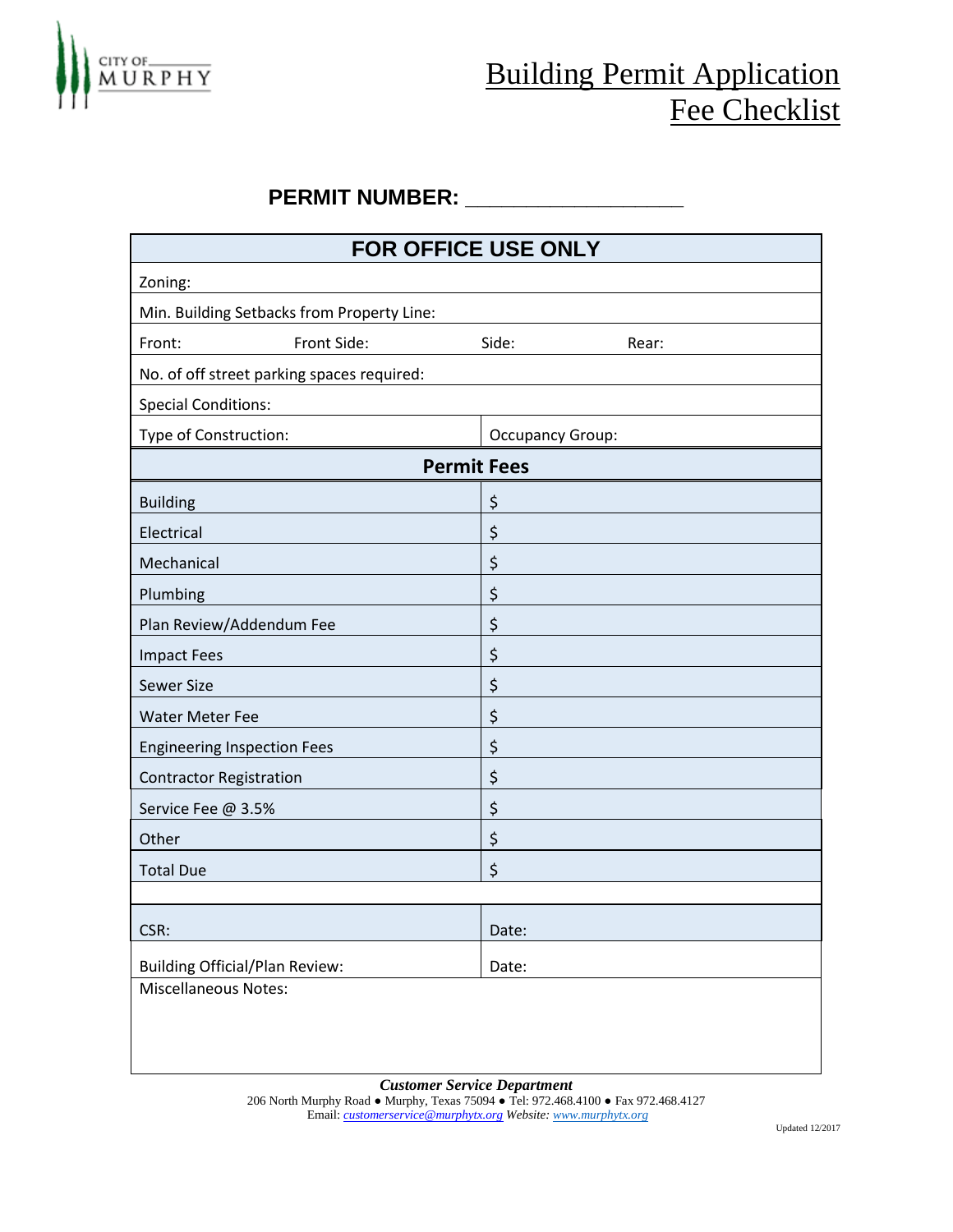CITY OF MURPHY

# Building Permit Application Fee Checklist

**PERMIT NUMBER: ___________________**

| FOR OFFICE USE ONLY | | | |
|---|---|---|---|
| Zoning: | | | |
| Min. Building Setbacks from Property Line: | | | |
| Front: | Front Side: | Side: | Rear: |
| No. of off street parking spaces required: | | | |
| Special Conditions: | | | |
| Type of Construction: | | Occupancy Group: | |

| **Permit Fees** | |
|---|---|
| Building | $ |
| Electrical | $ |
| Mechanical | $ |
| Plumbing | $ |
| Plan Review/Addendum Fee | $ |
| Impact Fees | $ |
| Sewer Size | $ |
| Water Meter Fee | $ |
| Engineering Inspection Fees | $ |
| Contractor Registration | $ |
| Service Fee @ 3.5% | $ |
| Other | $ |
| Total Due | $ |

| | |
|---|---|
| CSR: | Date: |
| Building Official/Plan Review: | Date: |
| Miscellaneous Notes: | |

***Customer Service Department***

206 North Murphy Road ● Murphy, Texas 75094 ● Tel: 972.468.4100 ● Fax 972.468.4127
Email: customerservice@murphytx.org *Website:* www.murphytx.org

Updated 12/2017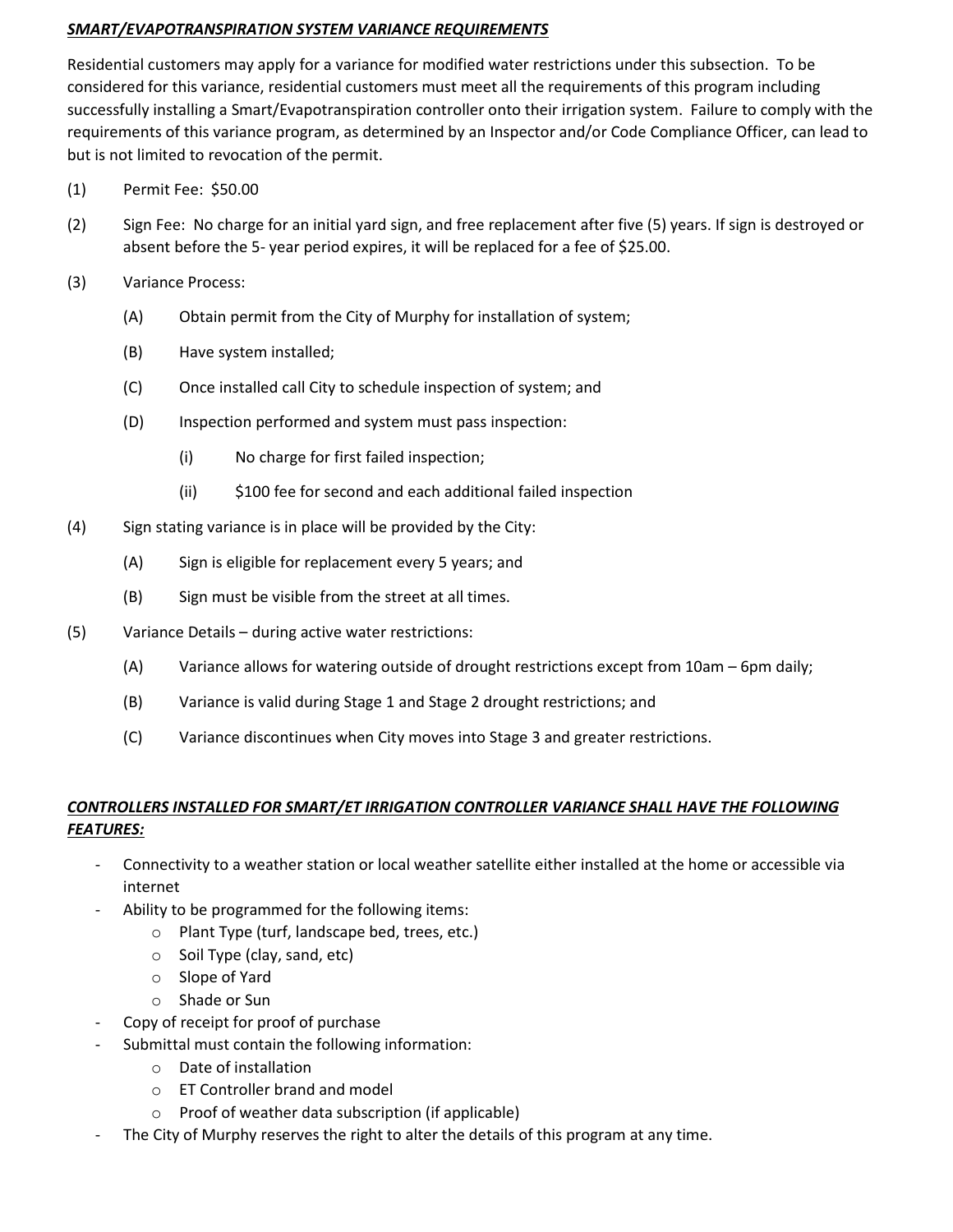***SMART/EVAPOTRANSPIRATION SYSTEM VARIANCE REQUIREMENTS***

Residential customers may apply for a variance for modified water restrictions under this subsection. To be considered for this variance, residential customers must meet all the requirements of this program including successfully installing a Smart/Evapotranspiration controller onto their irrigation system. Failure to comply with the requirements of this variance program, as determined by an Inspector and/or Code Compliance Officer, can lead to but is not limited to revocation of the permit.

(1) Permit Fee: $50.00

(2) Sign Fee: No charge for an initial yard sign, and free replacement after five (5) years. If sign is destroyed or absent before the 5- year period expires, it will be replaced for a fee of $25.00.

(3) Variance Process:

- (A) Obtain permit from the City of Murphy for installation of system;
- (B) Have system installed;
- (C) Once installed call City to schedule inspection of system; and
- (D) Inspection performed and system must pass inspection:
  - (i) No charge for first failed inspection;
  - (ii) $100 fee for second and each additional failed inspection

(4) Sign stating variance is in place will be provided by the City:

- (A) Sign is eligible for replacement every 5 years; and
- (B) Sign must be visible from the street at all times.

(5) Variance Details – during active water restrictions:

- (A) Variance allows for watering outside of drought restrictions except from 10am – 6pm daily;
- (B) Variance is valid during Stage 1 and Stage 2 drought restrictions; and
- (C) Variance discontinues when City moves into Stage 3 and greater restrictions.

***CONTROLLERS INSTALLED FOR SMART/ET IRRIGATION CONTROLLER VARIANCE SHALL HAVE THE FOLLOWING FEATURES:***

- Connectivity to a weather station or local weather satellite either installed at the home or accessible via internet
- Ability to be programmed for the following items:
  - Plant Type (turf, landscape bed, trees, etc.)
  - Soil Type (clay, sand, etc)
  - Slope of Yard
  - Shade or Sun
- Copy of receipt for proof of purchase
- Submittal must contain the following information:
  - Date of installation
  - ET Controller brand and model
  - Proof of weather data subscription (if applicable)
- The City of Murphy reserves the right to alter the details of this program at any time.